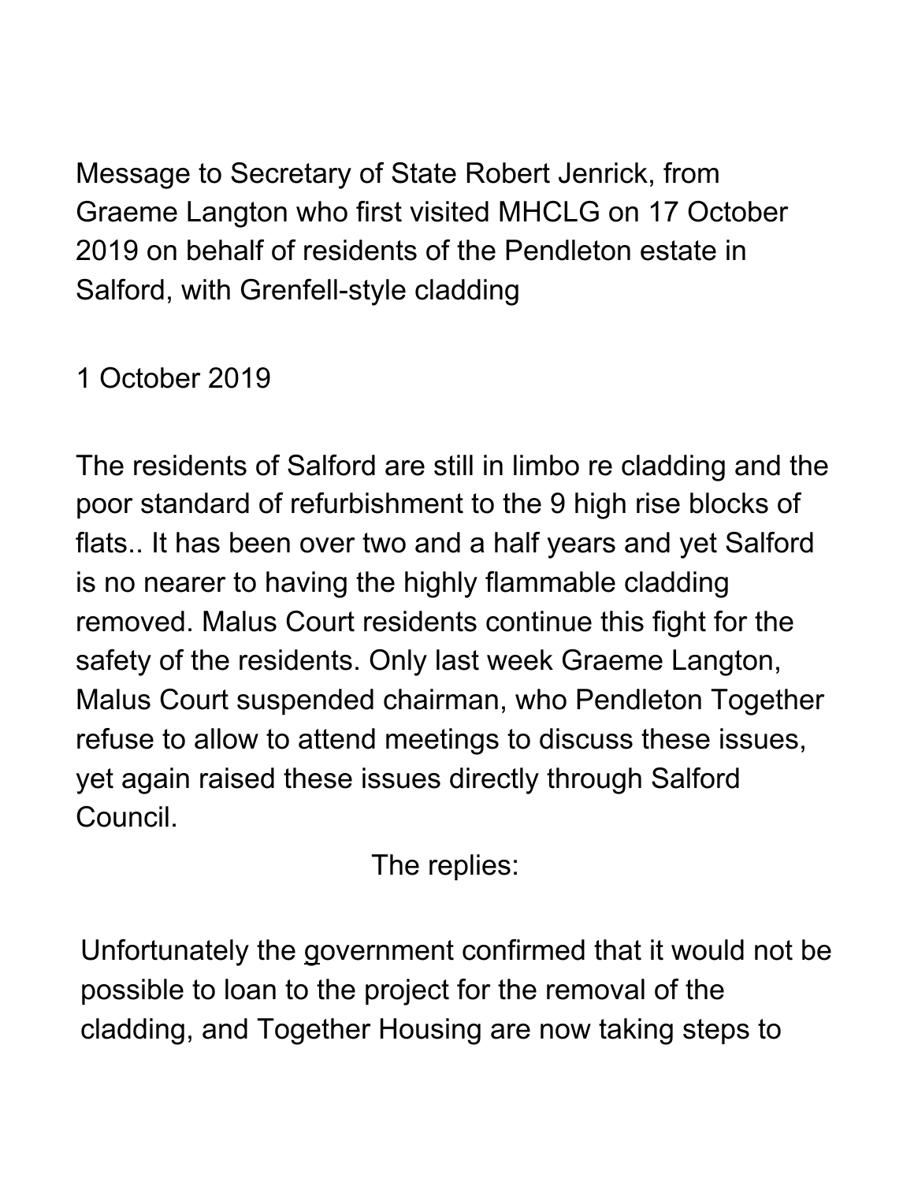Message to Secretary of State Robert Jenrick, from Graeme Langton who first visited MHCLG on 17 October 2019 on behalf of residents of the Pendleton estate in Salford, with Grenfell-style cladding

1 October 2019

The residents of Salford are still in limbo re cladding and the poor standard of refurbishment to the 9 high rise blocks of flats.. It has been over two and a half years and yet Salford is no nearer to having the highly flammable cladding removed. Malus Court residents continue this fight for the safety of the residents. Only last week Graeme Langton, Malus Court suspended chairman, who Pendleton Together refuse to allow to attend meetings to discuss these issues, yet again raised these issues directly through Salford Council.

The replies:

Unfortunately the government confirmed that it would not be possible to loan to the project for the removal of the cladding, and Together Housing are now taking steps to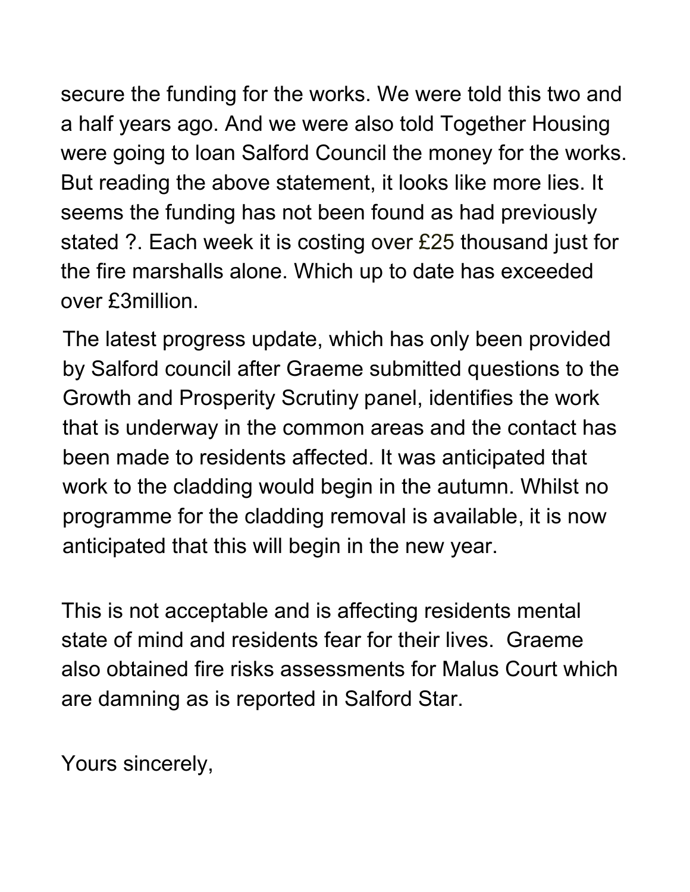secure the funding for the works. We were told this two and a half years ago. And we were also told Together Housing were going to loan Salford Council the money for the works. But reading the above statement, it looks like more lies. It seems the funding has not been found as had previously stated ?. Each week it is costing over £25 thousand just for the fire marshalls alone. Which up to date has exceeded over £3million.

The latest progress update, which has only been provided by Salford council after Graeme submitted questions to the Growth and Prosperity Scrutiny panel, identifies the work that is underway in the common areas and the contact has been made to residents affected. It was anticipated that work to the cladding would begin in the autumn. Whilst no programme for the cladding removal is available, it is now anticipated that this will begin in the new year.

This is not acceptable and is affecting residents mental state of mind and residents fear for their lives. Graeme also obtained fire risks assessments for Malus Court which are damning as is reported in Salford Star.

Yours sincerely,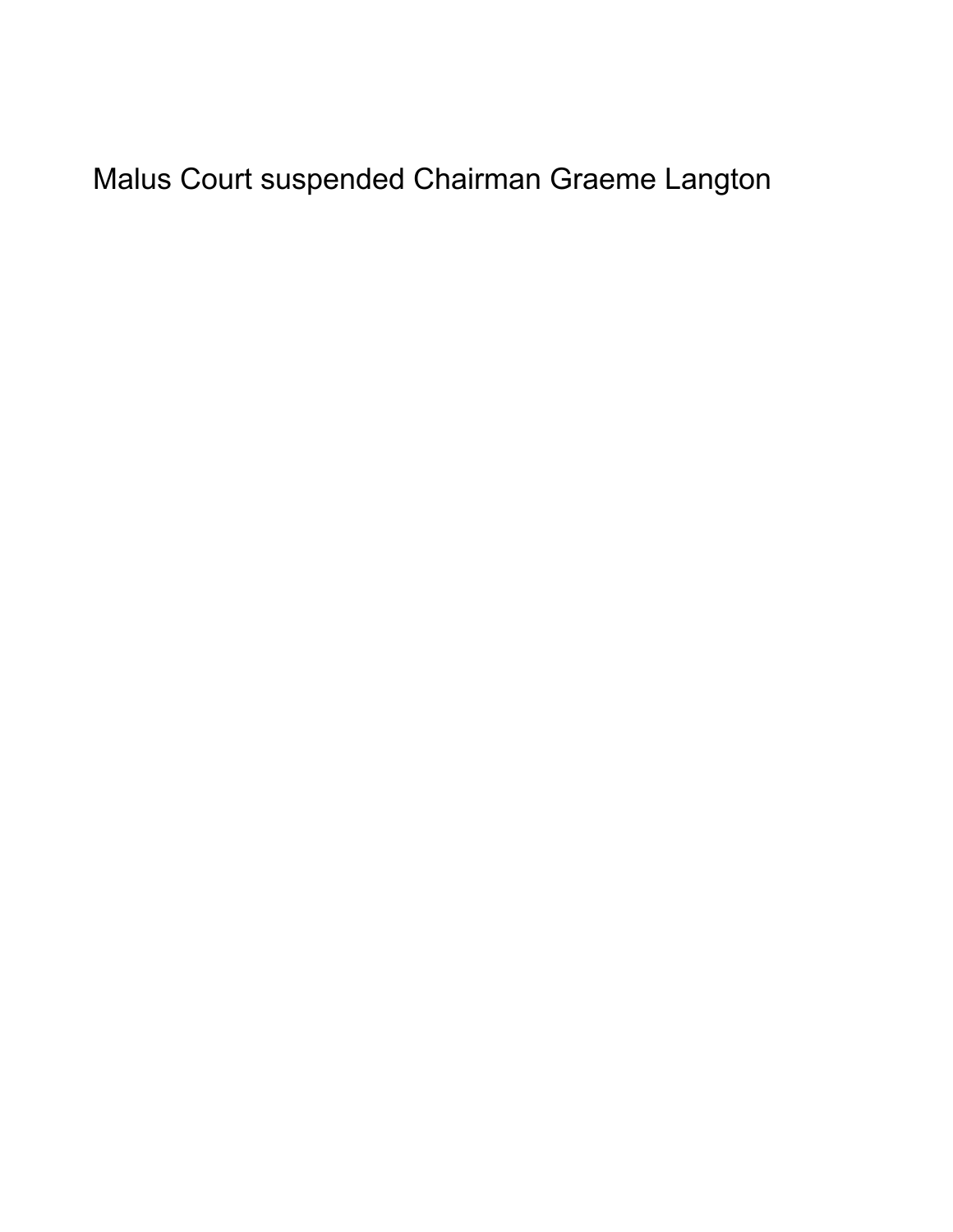Malus Court suspended Chairman Graeme Langton